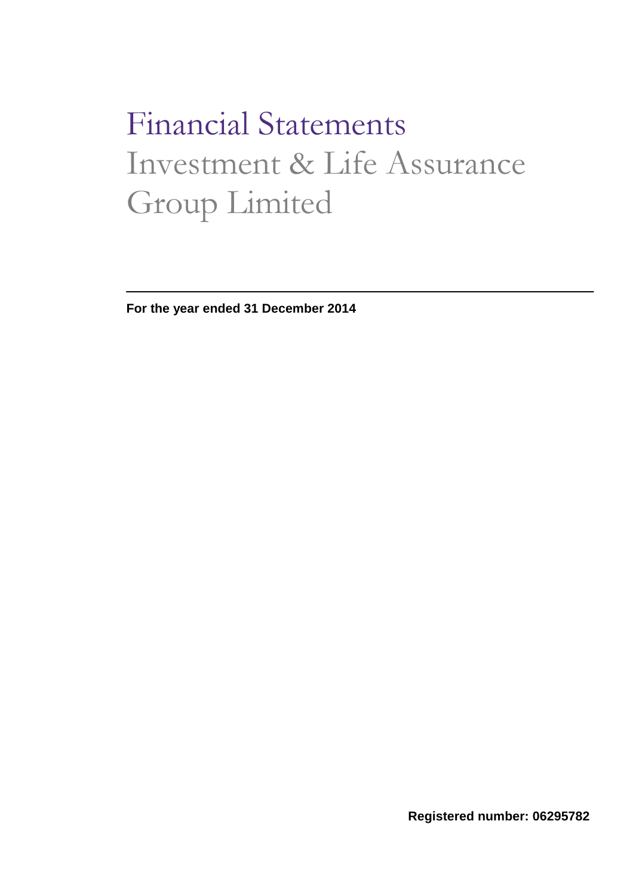# Financial Statements

## Investment & Life Assurance Group Limited

**For the year ended 31 December 2014**

**Registered number: 06295782**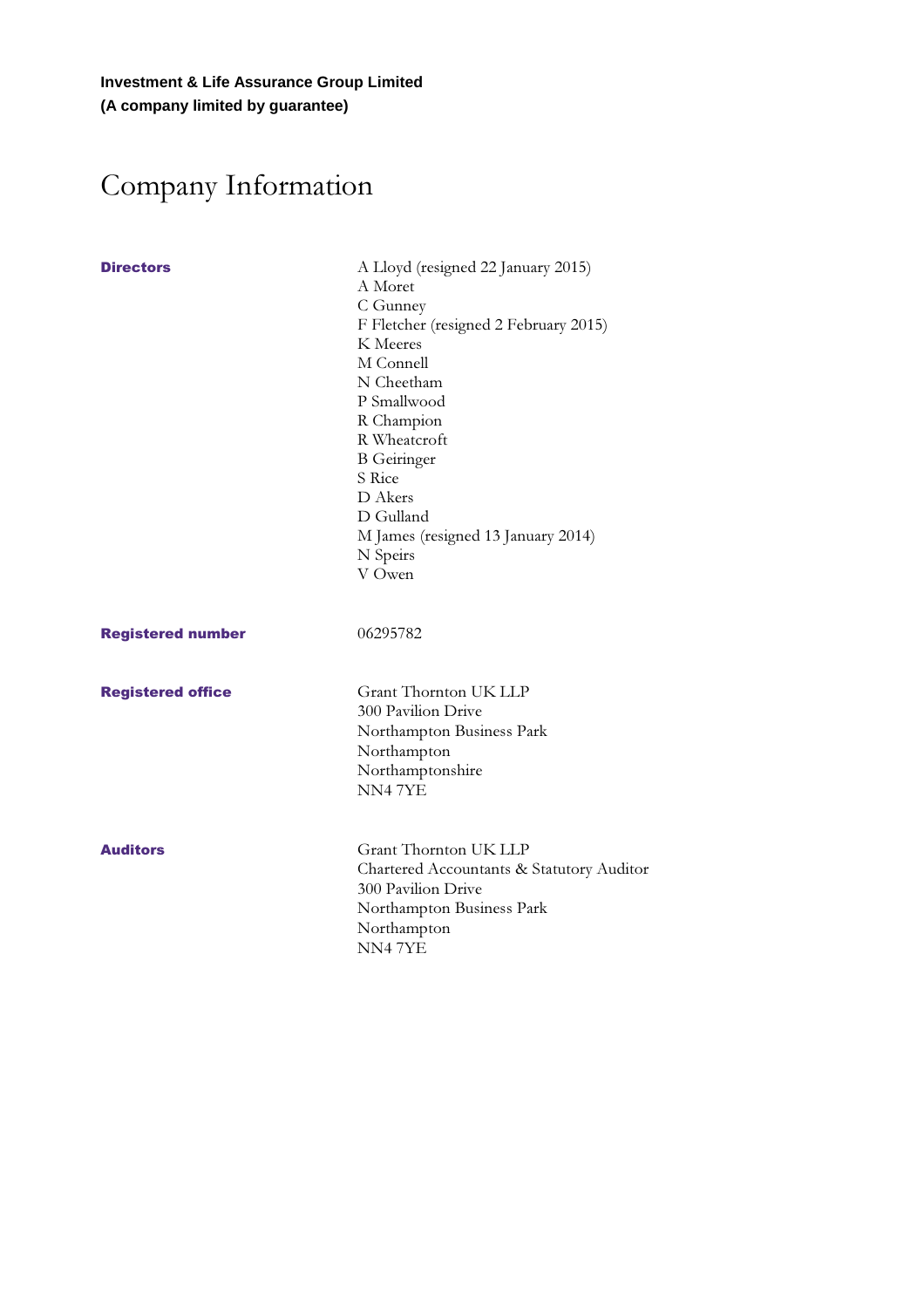**Investment & Life Assurance Group Limited**
**(A company limited by guarantee)**

# Company Information

**Directors**

A Lloyd (resigned 22 January 2015)
A Moret
C Gunney
F Fletcher (resigned 2 February 2015)
K Meeres
M Connell
N Cheetham
P Smallwood
R Champion
R Wheatcroft
B Geiringer
S Rice
D Akers
D Gulland
M James (resigned 13 January 2014)
N Speirs
V Owen

**Registered number**

06295782

**Registered office**

Grant Thornton UK LLP
300 Pavilion Drive
Northampton Business Park
Northampton
Northamptonshire
NN4 7YE

**Auditors**

Grant Thornton UK LLP
Chartered Accountants & Statutory Auditor
300 Pavilion Drive
Northampton Business Park
Northampton
NN4 7YE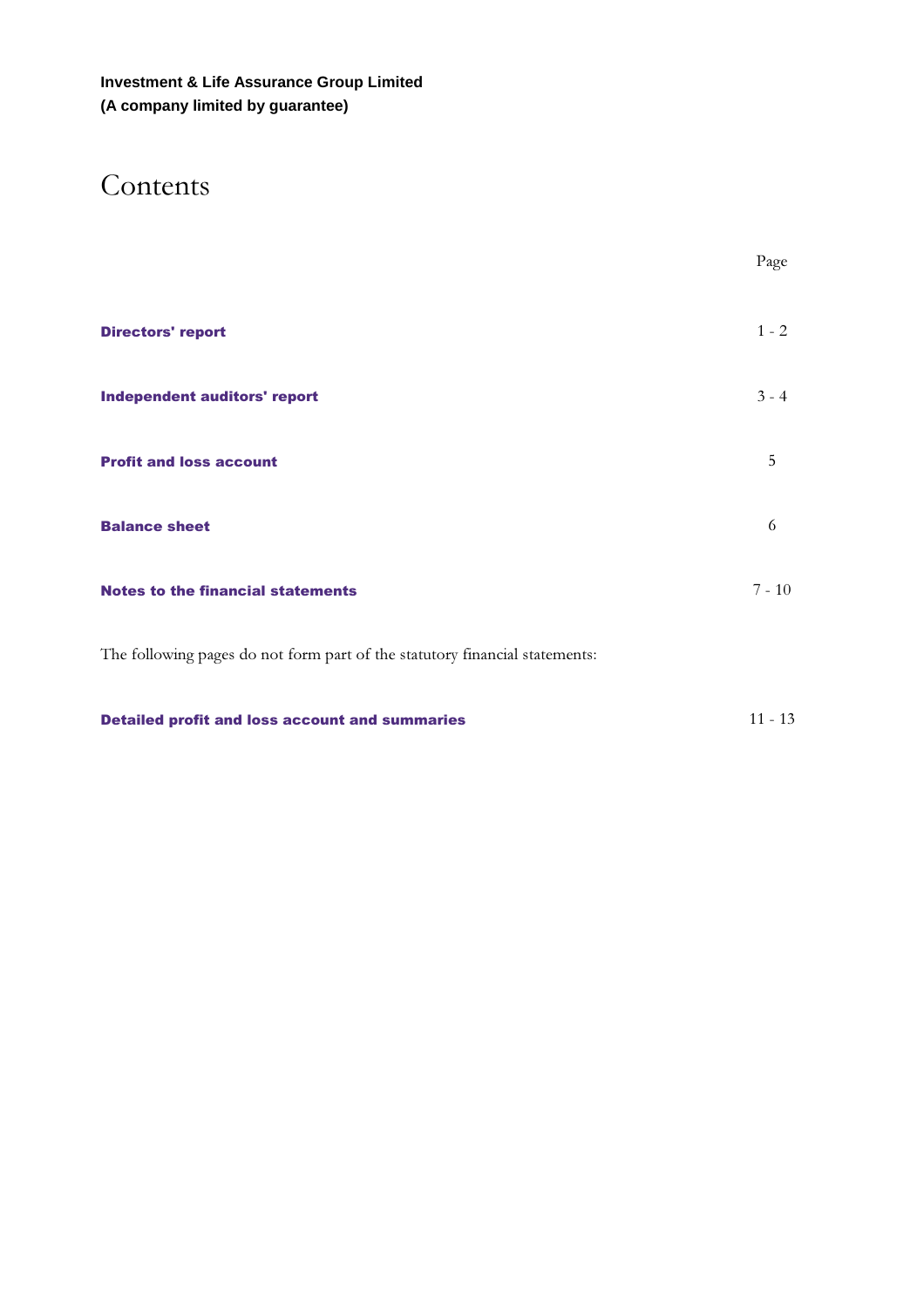**Investment & Life Assurance Group Limited**
**(A company limited by guarantee)**

# Contents

| | Page |
|---|---|
| **Directors' report** | 1 - 2 |
| **Independent auditors' report** | 3 - 4 |
| **Profit and loss account** | 5 |
| **Balance sheet** | 6 |
| **Notes to the financial statements** | 7 - 10 |

The following pages do not form part of the statutory financial statements:

| | |
|---|---|
| **Detailed profit and loss account and summaries** | 11 - 13 |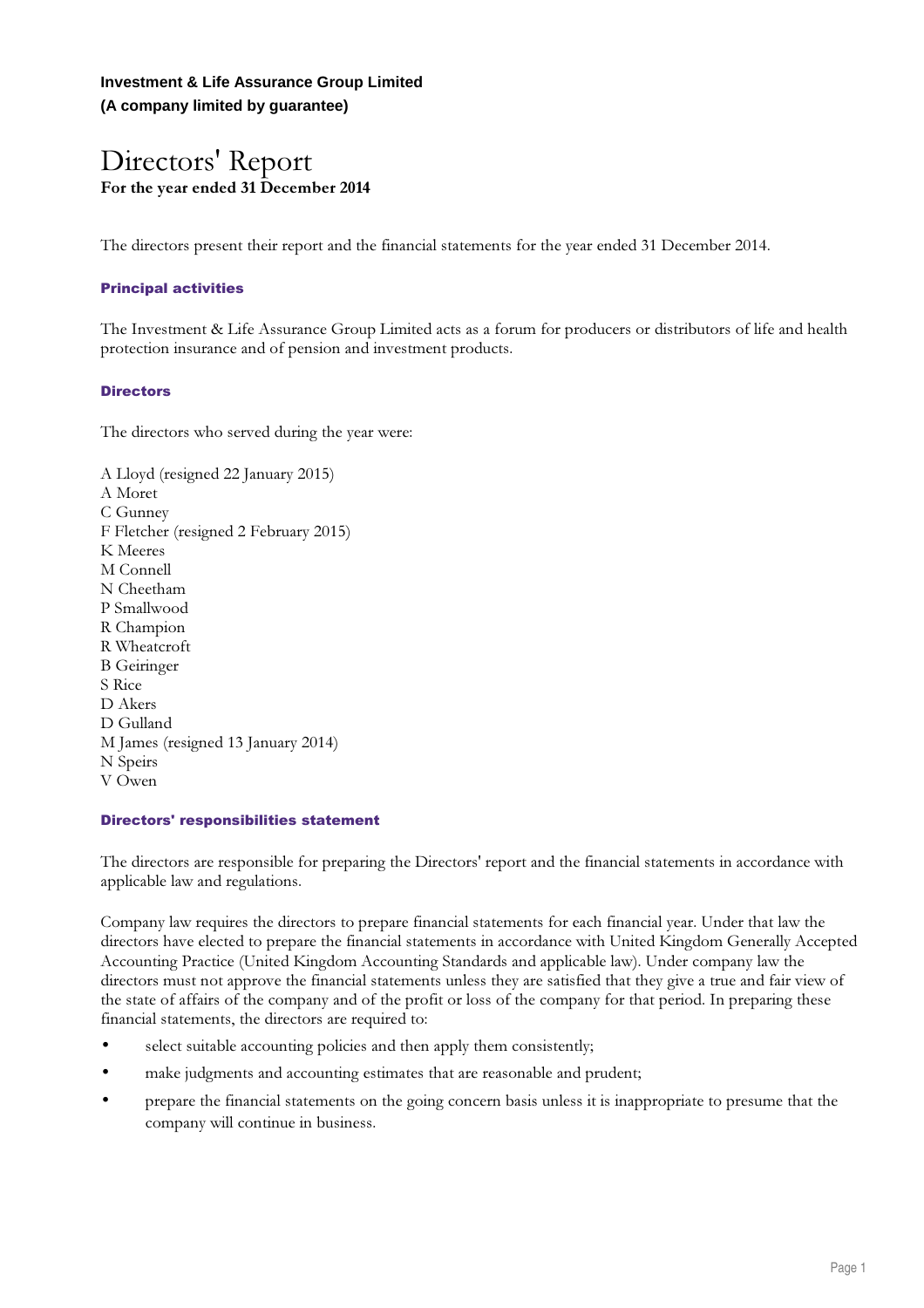**Investment & Life Assurance Group Limited**
**(A company limited by guarantee)**

# Directors' Report

**For the year ended 31 December 2014**

The directors present their report and the financial statements for the year ended 31 December 2014.

## Principal activities

The Investment & Life Assurance Group Limited acts as a forum for producers or distributors of life and health protection insurance and of pension and investment products.

## Directors

The directors who served during the year were:

A Lloyd (resigned 22 January 2015)
A Moret
C Gunney
F Fletcher (resigned 2 February 2015)
K Meeres
M Connell
N Cheetham
P Smallwood
R Champion
R Wheatcroft
B Geiringer
S Rice
D Akers
D Gulland
M James (resigned 13 January 2014)
N Speirs
V Owen

## Directors' responsibilities statement

The directors are responsible for preparing the Directors' report and the financial statements in accordance with applicable law and regulations.

Company law requires the directors to prepare financial statements for each financial year. Under that law the directors have elected to prepare the financial statements in accordance with United Kingdom Generally Accepted Accounting Practice (United Kingdom Accounting Standards and applicable law). Under company law the directors must not approve the financial statements unless they are satisfied that they give a true and fair view of the state of affairs of the company and of the profit or loss of the company for that period. In preparing these financial statements, the directors are required to:

- select suitable accounting policies and then apply them consistently;
- make judgments and accounting estimates that are reasonable and prudent;
- prepare the financial statements on the going concern basis unless it is inappropriate to presume that the company will continue in business.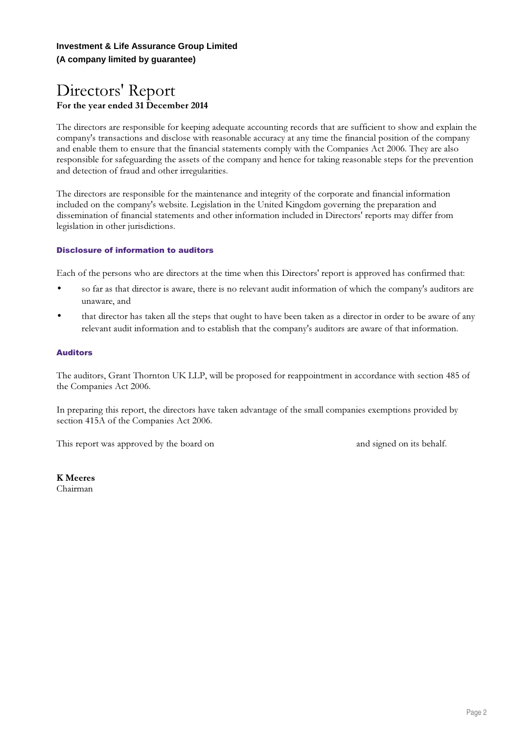**Investment & Life Assurance Group Limited**
**(A company limited by guarantee)**

# Directors' Report

**For the year ended 31 December 2014**

The directors are responsible for keeping adequate accounting records that are sufficient to show and explain the company's transactions and disclose with reasonable accuracy at any time the financial position of the company and enable them to ensure that the financial statements comply with the Companies Act 2006. They are also responsible for safeguarding the assets of the company and hence for taking reasonable steps for the prevention and detection of fraud and other irregularities.

The directors are responsible for the maintenance and integrity of the corporate and financial information included on the company's website. Legislation in the United Kingdom governing the preparation and dissemination of financial statements and other information included in Directors' reports may differ from legislation in other jurisdictions.

### Disclosure of information to auditors

Each of the persons who are directors at the time when this Directors' report is approved has confirmed that:

- so far as that director is aware, there is no relevant audit information of which the company's auditors are unaware, and
- that director has taken all the steps that ought to have been taken as a director in order to be aware of any relevant audit information and to establish that the company's auditors are aware of that information.

### Auditors

The auditors, Grant Thornton UK LLP, will be proposed for reappointment in accordance with section 485 of the Companies Act 2006.

In preparing this report, the directors have taken advantage of the small companies exemptions provided by section 415A of the Companies Act 2006.

This report was approved by the board on and signed on its behalf.

**K Meeres**
Chairman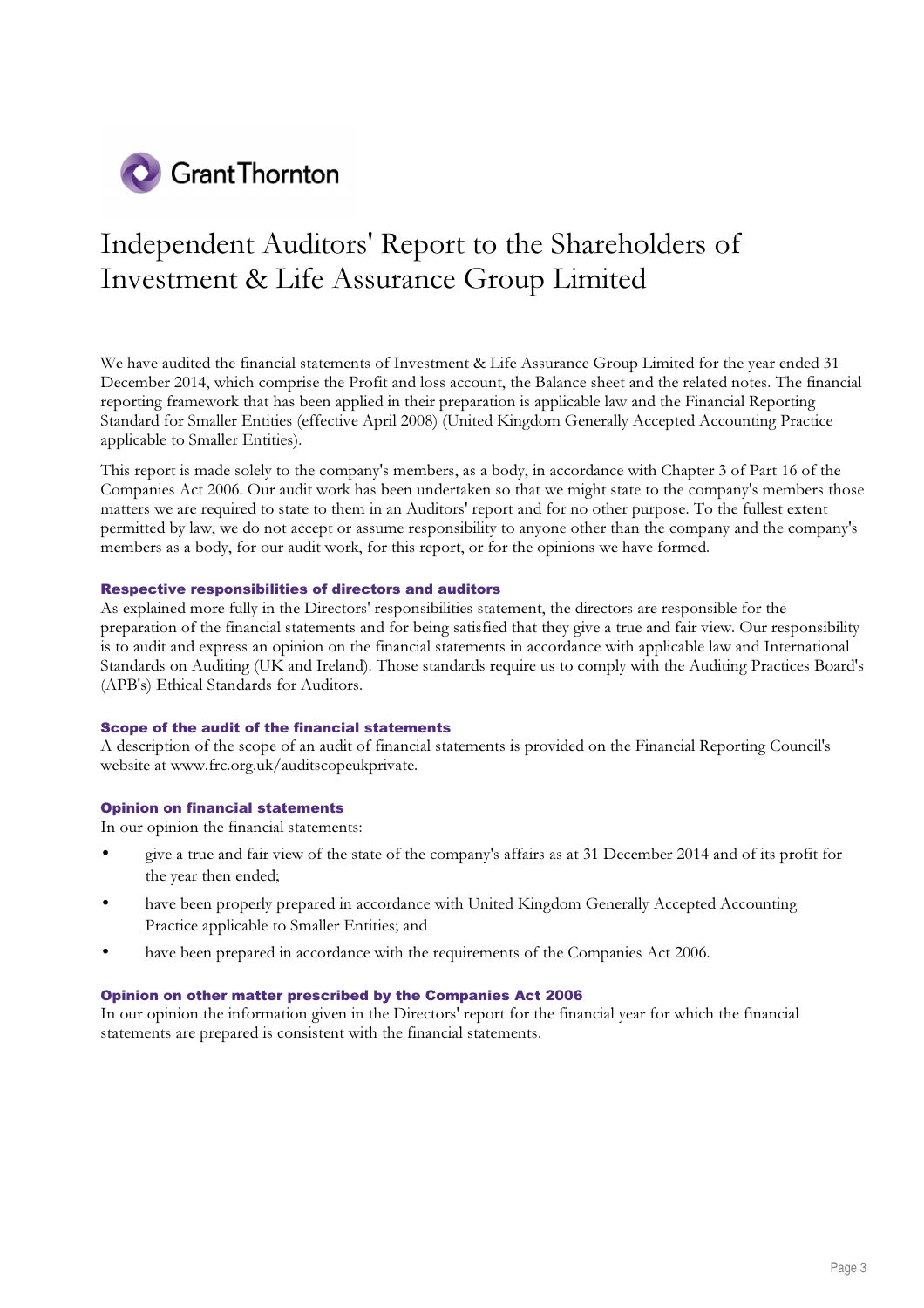Grant Thornton

# Independent Auditors' Report to the Shareholders of Investment & Life Assurance Group Limited

We have audited the financial statements of Investment & Life Assurance Group Limited for the year ended 31 December 2014, which comprise the Profit and loss account, the Balance sheet and the related notes. The financial reporting framework that has been applied in their preparation is applicable law and the Financial Reporting Standard for Smaller Entities (effective April 2008) (United Kingdom Generally Accepted Accounting Practice applicable to Smaller Entities).

This report is made solely to the company's members, as a body, in accordance with Chapter 3 of Part 16 of the Companies Act 2006. Our audit work has been undertaken so that we might state to the company's members those matters we are required to state to them in an Auditors' report and for no other purpose. To the fullest extent permitted by law, we do not accept or assume responsibility to anyone other than the company and the company's members as a body, for our audit work, for this report, or for the opinions we have formed.

### Respective responsibilities of directors and auditors

As explained more fully in the Directors' responsibilities statement, the directors are responsible for the preparation of the financial statements and for being satisfied that they give a true and fair view. Our responsibility is to audit and express an opinion on the financial statements in accordance with applicable law and International Standards on Auditing (UK and Ireland). Those standards require us to comply with the Auditing Practices Board's (APB's) Ethical Standards for Auditors.

### Scope of the audit of the financial statements

A description of the scope of an audit of financial statements is provided on the Financial Reporting Council's website at www.frc.org.uk/auditscopeukprivate.

### Opinion on financial statements

In our opinion the financial statements:

- give a true and fair view of the state of the company's affairs as at 31 December 2014 and of its profit for the year then ended;
- have been properly prepared in accordance with United Kingdom Generally Accepted Accounting Practice applicable to Smaller Entities; and
- have been prepared in accordance with the requirements of the Companies Act 2006.

### Opinion on other matter prescribed by the Companies Act 2006

In our opinion the information given in the Directors' report for the financial year for which the financial statements are prepared is consistent with the financial statements.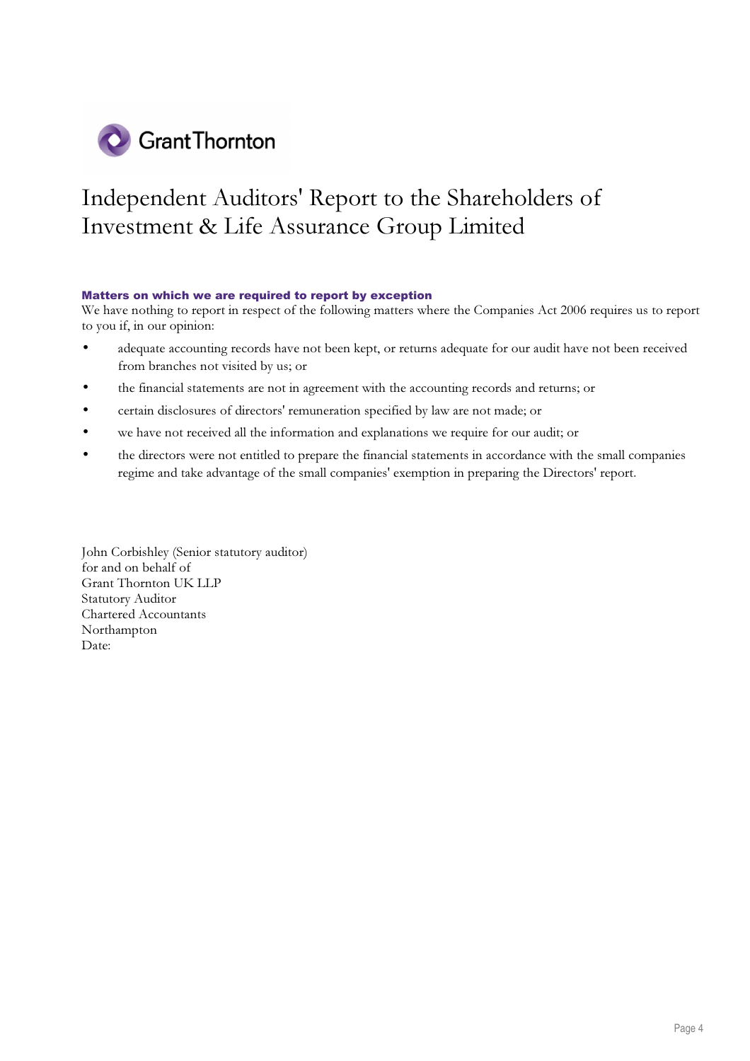Grant Thornton

# Independent Auditors' Report to the Shareholders of Investment & Life Assurance Group Limited

**Matters on which we are required to report by exception**

We have nothing to report in respect of the following matters where the Companies Act 2006 requires us to report to you if, in our opinion:

- adequate accounting records have not been kept, or returns adequate for our audit have not been received from branches not visited by us; or
- the financial statements are not in agreement with the accounting records and returns; or
- certain disclosures of directors' remuneration specified by law are not made; or
- we have not received all the information and explanations we require for our audit; or
- the directors were not entitled to prepare the financial statements in accordance with the small companies regime and take advantage of the small companies' exemption in preparing the Directors' report.

John Corbishley (Senior statutory auditor)
for and on behalf of
Grant Thornton UK LLP
Statutory Auditor
Chartered Accountants
Northampton
Date: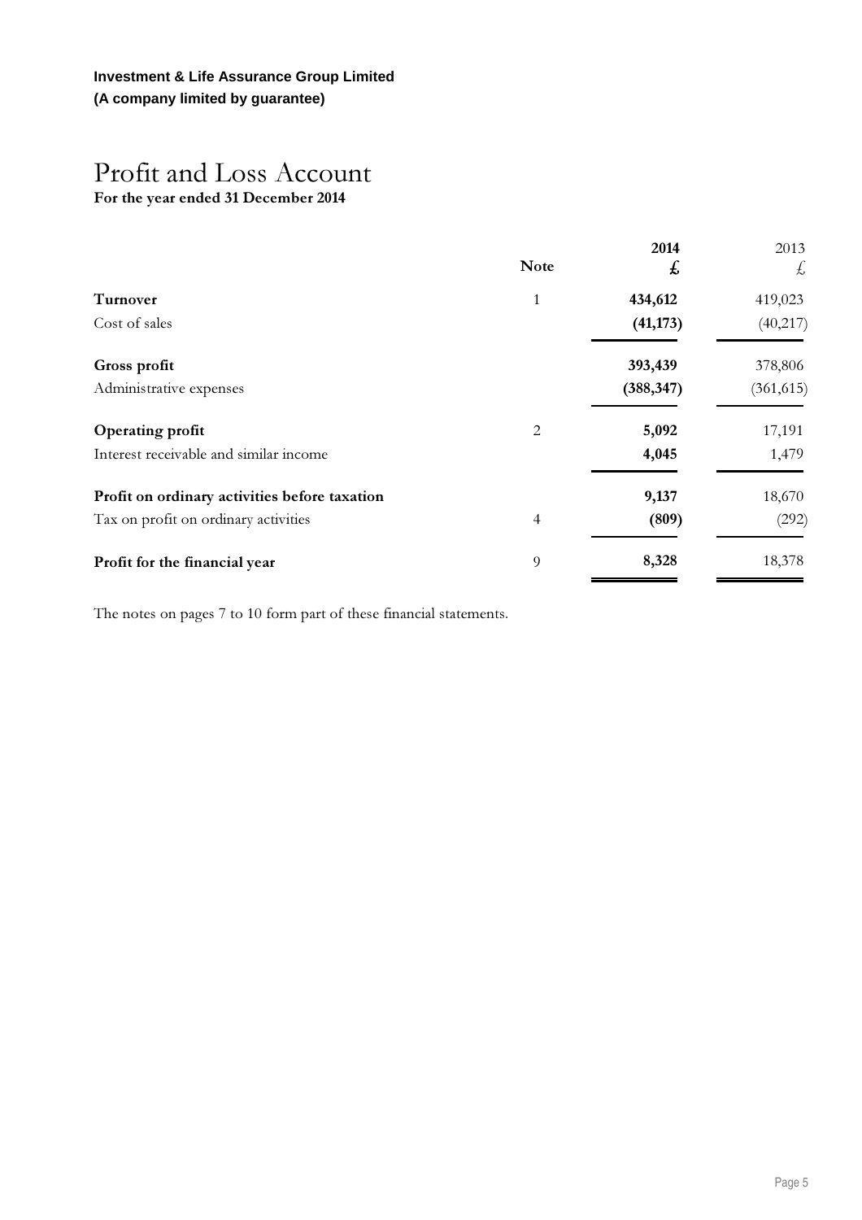**Investment & Life Assurance Group Limited**
**(A company limited by guarantee)**

# Profit and Loss Account

**For the year ended 31 December 2014**

| | Note | **2014** | 2013 |
|---|---|---|---|
| | | **£** | £ |
| **Turnover** | 1 | **434,612** | 419,023 |
| Cost of sales | | **(41,173)** | (40,217) |
| **Gross profit** | | **393,439** | 378,806 |
| Administrative expenses | | **(388,347)** | (361,615) |
| **Operating profit** | 2 | **5,092** | 17,191 |
| Interest receivable and similar income | | **4,045** | 1,479 |
| **Profit on ordinary activities before taxation** | | **9,137** | 18,670 |
| Tax on profit on ordinary activities | 4 | **(809)** | (292) |
| **Profit for the financial year** | 9 | **8,328** | 18,378 |

The notes on pages 7 to 10 form part of these financial statements.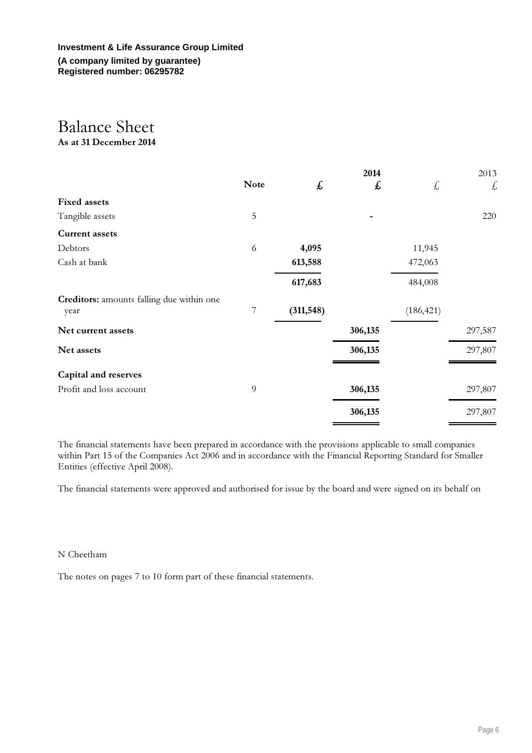**Investment & Life Assurance Group Limited**
**(A company limited by guarantee)**
**Registered number: 06295782**

# Balance Sheet
**As at 31 December 2014**

| | Note | £ | 2014 £ | £ | 2013 £ |
|---|---|---|---|---|---|
| **Fixed assets** | | | | | |
| Tangible assets | 5 | | - | | 220 |
| **Current assets** | | | | | |
| Debtors | 6 | **4,095** | | 11,945 | |
| Cash at bank | | **613,588** | | 472,063 | |
| | | **617,683** | | 484,008 | |
| **Creditors:** amounts falling due within one year | 7 | **(311,548)** | | (186,421) | |
| **Net current assets** | | | **306,135** | | 297,587 |
| **Net assets** | | | **306,135** | | 297,807 |
| **Capital and reserves** | | | | | |
| Profit and loss account | 9 | | **306,135** | | 297,807 |
| | | | **306,135** | | 297,807 |

The financial statements have been prepared in accordance with the provisions applicable to small companies within Part 15 of the Companies Act 2006 and in accordance with the Financial Reporting Standard for Smaller Entities (effective April 2008).

The financial statements were approved and authorised for issue by the board and were signed on its behalf on

N Cheetham

The notes on pages 7 to 10 form part of these financial statements.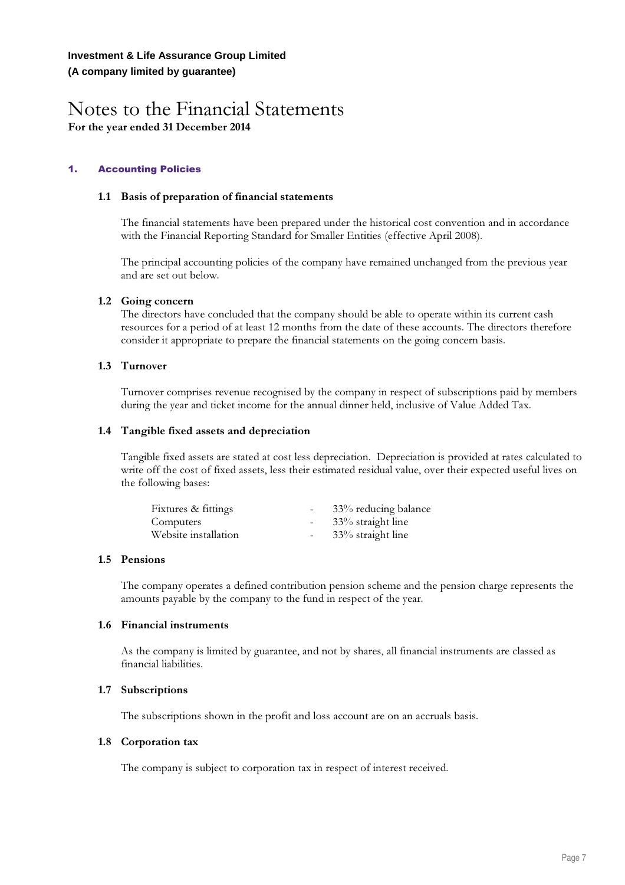**Investment & Life Assurance Group Limited**
**(A company limited by guarantee)**

# Notes to the Financial Statements

**For the year ended 31 December 2014**

## 1. Accounting Policies

### 1.1 Basis of preparation of financial statements

The financial statements have been prepared under the historical cost convention and in accordance with the Financial Reporting Standard for Smaller Entities (effective April 2008).

The principal accounting policies of the company have remained unchanged from the previous year and are set out below.

### 1.2 Going concern

The directors have concluded that the company should be able to operate within its current cash resources for a period of at least 12 months from the date of these accounts. The directors therefore consider it appropriate to prepare the financial statements on the going concern basis.

### 1.3 Turnover

Turnover comprises revenue recognised by the company in respect of subscriptions paid by members during the year and ticket income for the annual dinner held, inclusive of Value Added Tax.

### 1.4 Tangible fixed assets and depreciation

Tangible fixed assets are stated at cost less depreciation. Depreciation is provided at rates calculated to write off the cost of fixed assets, less their estimated residual value, over their expected useful lives on the following bases:

| | | |
|---|---|---|
| Fixtures & fittings | - | 33% reducing balance |
| Computers | - | 33% straight line |
| Website installation | - | 33% straight line |

### 1.5 Pensions

The company operates a defined contribution pension scheme and the pension charge represents the amounts payable by the company to the fund in respect of the year.

### 1.6 Financial instruments

As the company is limited by guarantee, and not by shares, all financial instruments are classed as financial liabilities.

### 1.7 Subscriptions

The subscriptions shown in the profit and loss account are on an accruals basis.

### 1.8 Corporation tax

The company is subject to corporation tax in respect of interest received.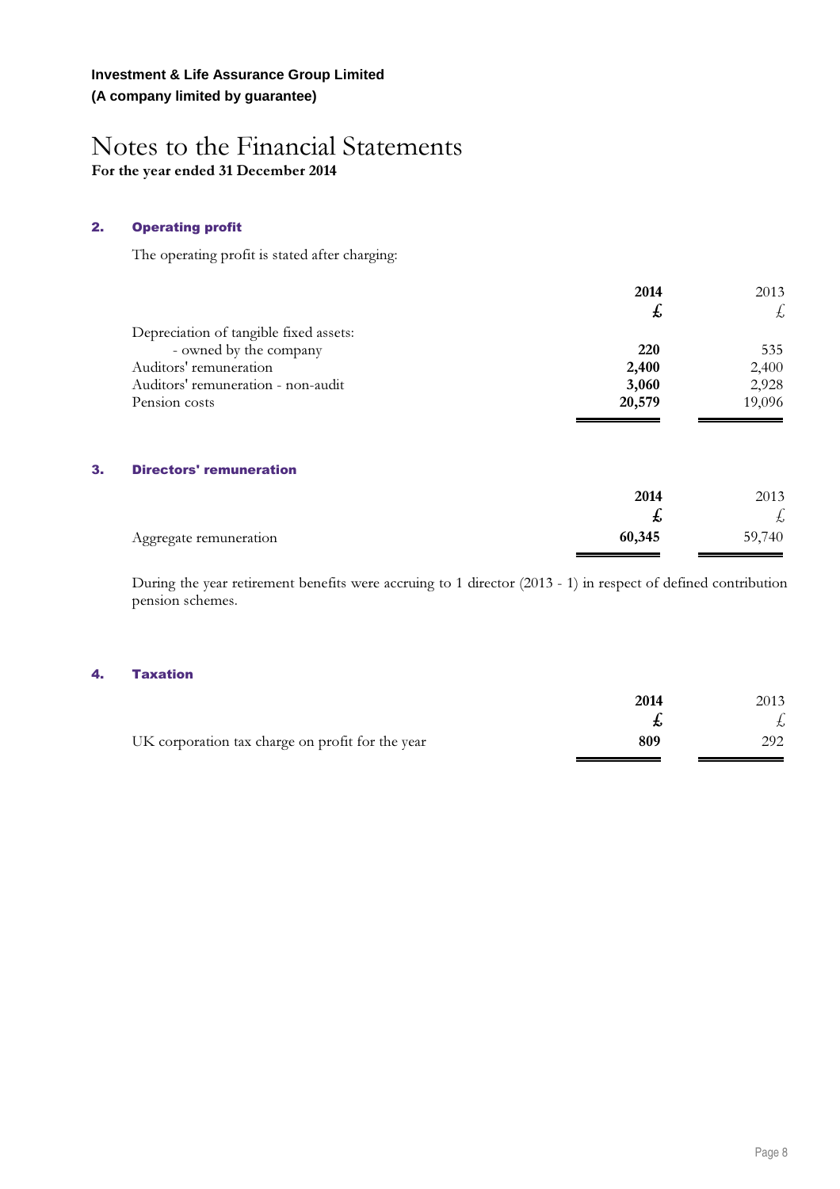**Investment & Life Assurance Group Limited**
**(A company limited by guarantee)**

# Notes to the Financial Statements

**For the year ended 31 December 2014**

## 2. Operating profit

The operating profit is stated after charging:

| | 2014 | 2013 |
|---|---|---|
| | £ | £ |
| Depreciation of tangible fixed assets: | | |
| - owned by the company | 220 | 535 |
| Auditors' remuneration | 2,400 | 2,400 |
| Auditors' remuneration - non-audit | 3,060 | 2,928 |
| Pension costs | 20,579 | 19,096 |

## 3. Directors' remuneration

| | 2014 | 2013 |
|---|---|---|
| | £ | £ |
| Aggregate remuneration | 60,345 | 59,740 |

During the year retirement benefits were accruing to 1 director (2013 - 1) in respect of defined contribution pension schemes.

## 4. Taxation

| | 2014 | 2013 |
|---|---|---|
| | £ | £ |
| UK corporation tax charge on profit for the year | 809 | 292 |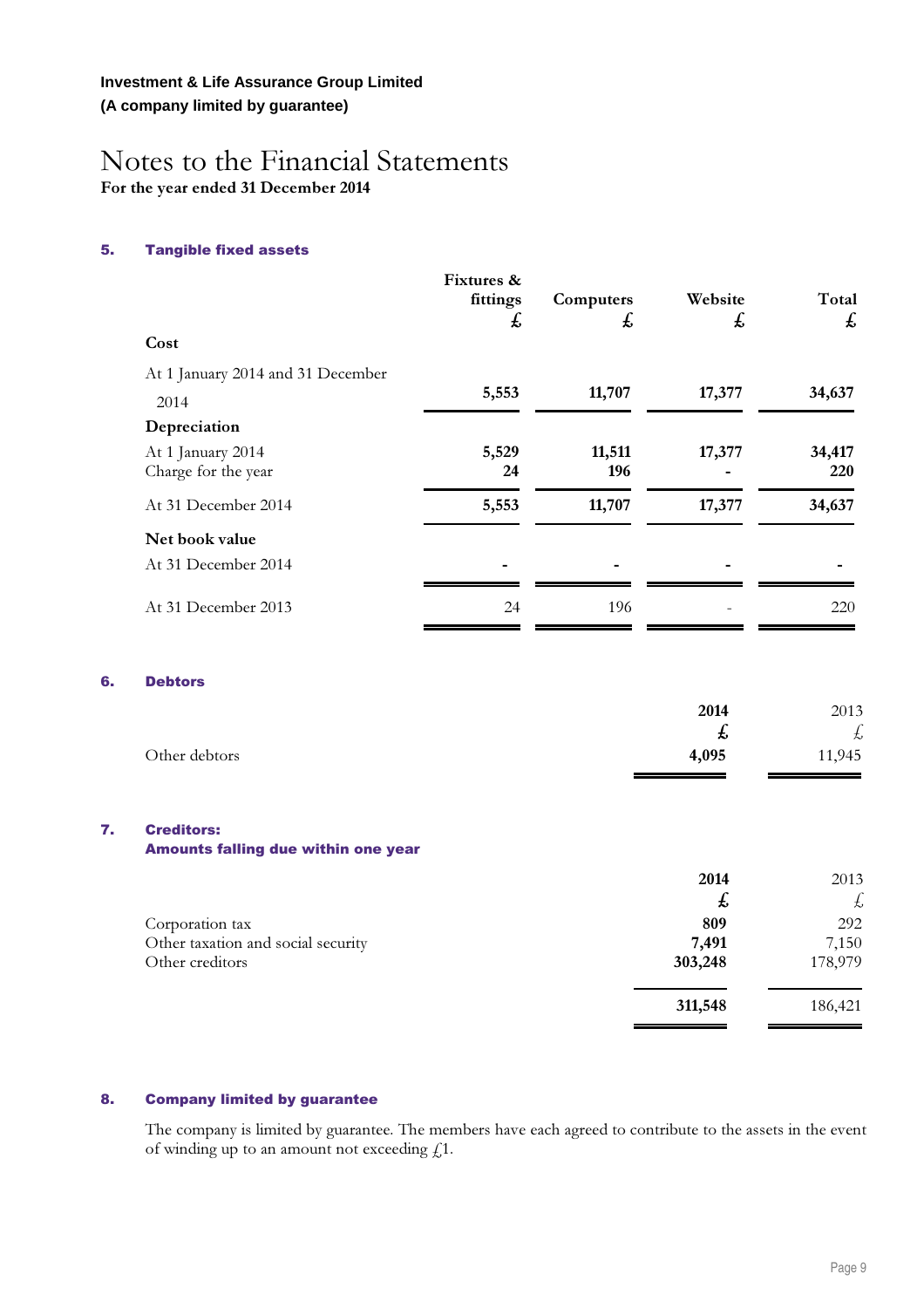**Investment & Life Assurance Group Limited**
**(A company limited by guarantee)**

# Notes to the Financial Statements

**For the year ended 31 December 2014**

## 5. Tangible fixed assets

| | Fixtures & fittings £ | Computers £ | Website £ | Total £ |
|---|---|---|---|---|
| **Cost** | | | | |
| At 1 January 2014 and 31 December 2014 | **5,553** | **11,707** | **17,377** | **34,637** |
| **Depreciation** | | | | |
| At 1 January 2014 | **5,529** | **11,511** | **17,377** | **34,417** |
| Charge for the year | **24** | **196** | **-** | **220** |
| At 31 December 2014 | **5,553** | **11,707** | **17,377** | **34,637** |
| **Net book value** | | | | |
| At 31 December 2014 | **-** | **-** | **-** | **-** |
| At 31 December 2013 | 24 | 196 | - | 220 |

## 6. Debtors

| | 2014 £ | 2013 £ |
|---|---|---|
| Other debtors | **4,095** | 11,945 |

## 7. Creditors: Amounts falling due within one year

| | 2014 £ | 2013 £ |
|---|---|---|
| Corporation tax | **809** | 292 |
| Other taxation and social security | **7,491** | 7,150 |
| Other creditors | **303,248** | 178,979 |
| | **311,548** | 186,421 |

## 8. Company limited by guarantee

The company is limited by guarantee. The members have each agreed to contribute to the assets in the event of winding up to an amount not exceeding £1.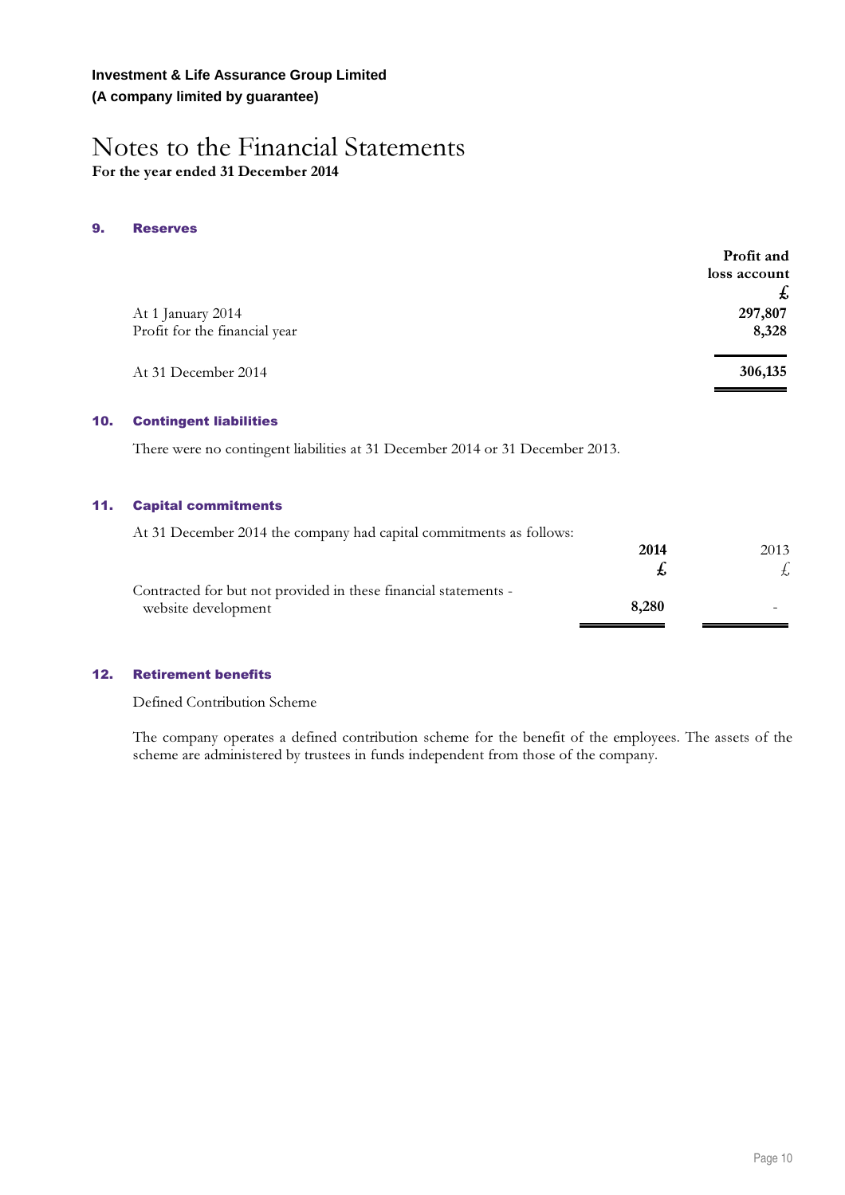**Investment & Life Assurance Group Limited**
**(A company limited by guarantee)**

# Notes to the Financial Statements
**For the year ended 31 December 2014**

## 9. Reserves

| | Profit and loss account £ |
|---|---|
| At 1 January 2014 | **297,807** |
| Profit for the financial year | **8,328** |
| At 31 December 2014 | **306,135** |

## 10. Contingent liabilities

There were no contingent liabilities at 31 December 2014 or 31 December 2013.

## 11. Capital commitments

At 31 December 2014 the company had capital commitments as follows:

| | **2014** £ | 2013 £ |
|---|---|---|
| Contracted for but not provided in these financial statements - website development | **8,280** | - |

## 12. Retirement benefits

Defined Contribution Scheme

The company operates a defined contribution scheme for the benefit of the employees. The assets of the scheme are administered by trustees in funds independent from those of the company.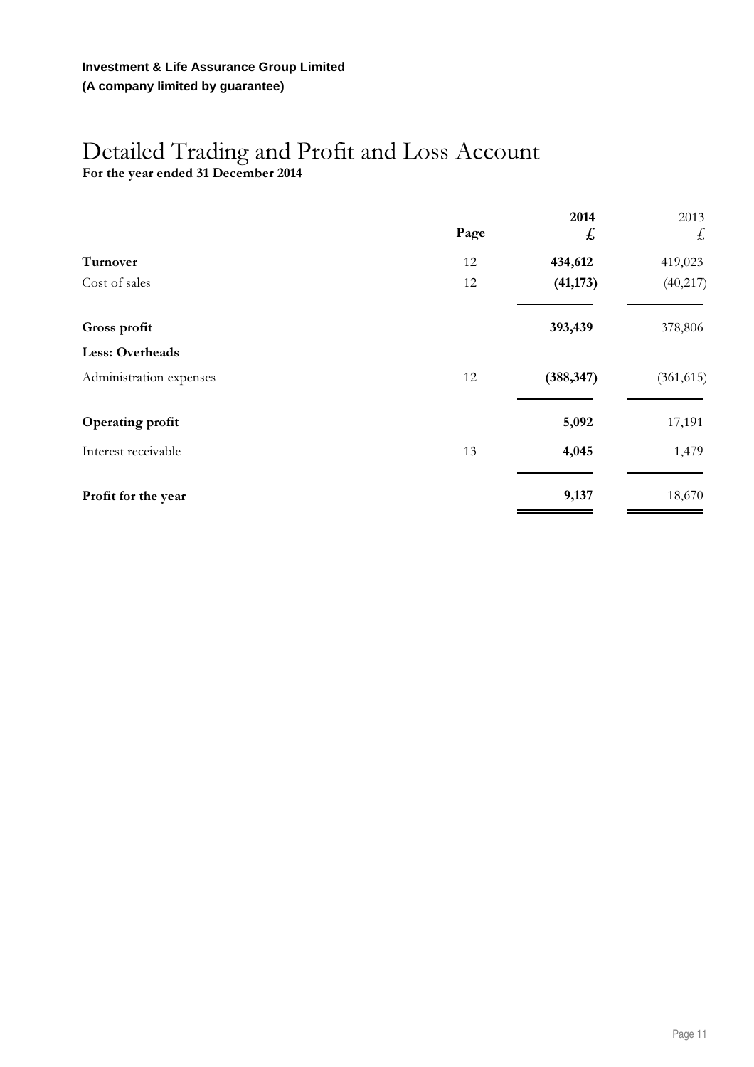**Investment & Life Assurance Group Limited**
**(A company limited by guarantee)**

# Detailed Trading and Profit and Loss Account

**For the year ended 31 December 2014**

| | Page | **2014** **£** | 2013 £ |
|---|---|---|---|
| **Turnover** | 12 | **434,612** | 419,023 |
| Cost of sales | 12 | **(41,173)** | (40,217) |
| **Gross profit** | | **393,439** | 378,806 |
| **Less: Overheads** | | | |
| Administration expenses | 12 | **(388,347)** | (361,615) |
| **Operating profit** | | **5,092** | 17,191 |
| Interest receivable | 13 | **4,045** | 1,479 |
| **Profit for the year** | | **9,137** | 18,670 |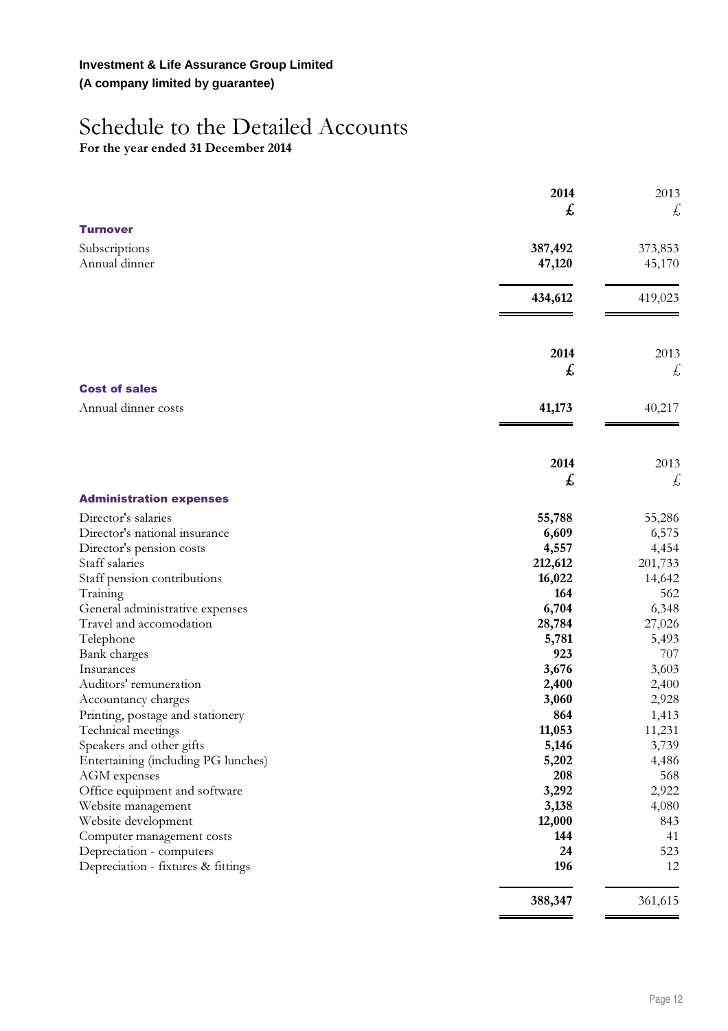**Investment & Life Assurance Group Limited**
**(A company limited by guarantee)**

# Schedule to the Detailed Accounts

**For the year ended 31 December 2014**

| | **2014** | 2013 |
|---|---|---|
| | **£** | £ |
| **Turnover** | | |
| Subscriptions | **387,492** | 373,853 |
| Annual dinner | **47,120** | 45,170 |
| | **434,612** | 419,023 |

| | **2014** | 2013 |
|---|---|---|
| | **£** | £ |
| **Cost of sales** | | |
| Annual dinner costs | **41,173** | 40,217 |

| | **2014** | 2013 |
|---|---|---|
| | **£** | £ |
| **Administration expenses** | | |
| Director's salaries | **55,788** | 55,286 |
| Director's national insurance | **6,609** | 6,575 |
| Director's pension costs | **4,557** | 4,454 |
| Staff salaries | **212,612** | 201,733 |
| Staff pension contributions | **16,022** | 14,642 |
| Training | **164** | 562 |
| General administrative expenses | **6,704** | 6,348 |
| Travel and accomodation | **28,784** | 27,026 |
| Telephone | **5,781** | 5,493 |
| Bank charges | **923** | 707 |
| Insurances | **3,676** | 3,603 |
| Auditors' remuneration | **2,400** | 2,400 |
| Accountancy charges | **3,060** | 2,928 |
| Printing, postage and stationery | **864** | 1,413 |
| Technical meetings | **11,053** | 11,231 |
| Speakers and other gifts | **5,146** | 3,739 |
| Entertaining (including PG lunches) | **5,202** | 4,486 |
| AGM expenses | **208** | 568 |
| Office equipment and software | **3,292** | 2,922 |
| Website management | **3,138** | 4,080 |
| Website development | **12,000** | 843 |
| Computer management costs | **144** | 41 |
| Depreciation - computers | **24** | 523 |
| Depreciation - fixtures & fittings | **196** | 12 |
| | **388,347** | 361,615 |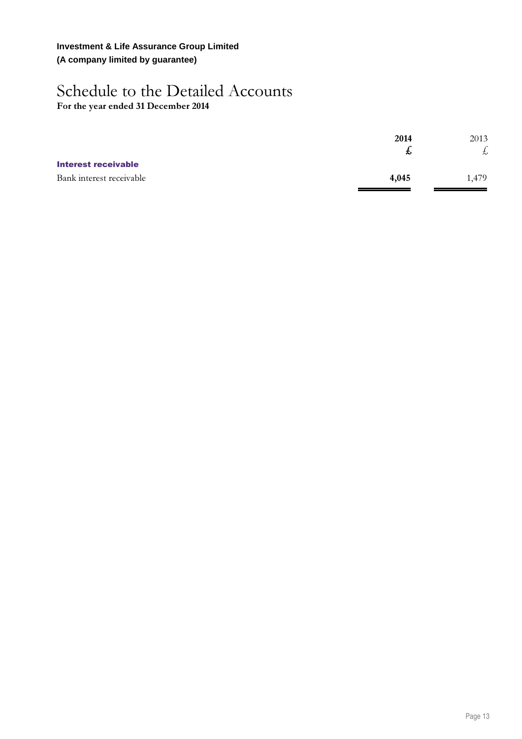**Investment & Life Assurance Group Limited**
**(A company limited by guarantee)**

# Schedule to the Detailed Accounts

**For the year ended 31 December 2014**

| | **2014** | 2013 |
|---|---|---|
| | **£** | £ |
| **Interest receivable** | | |
| Bank interest receivable | **4,045** | 1,479 |